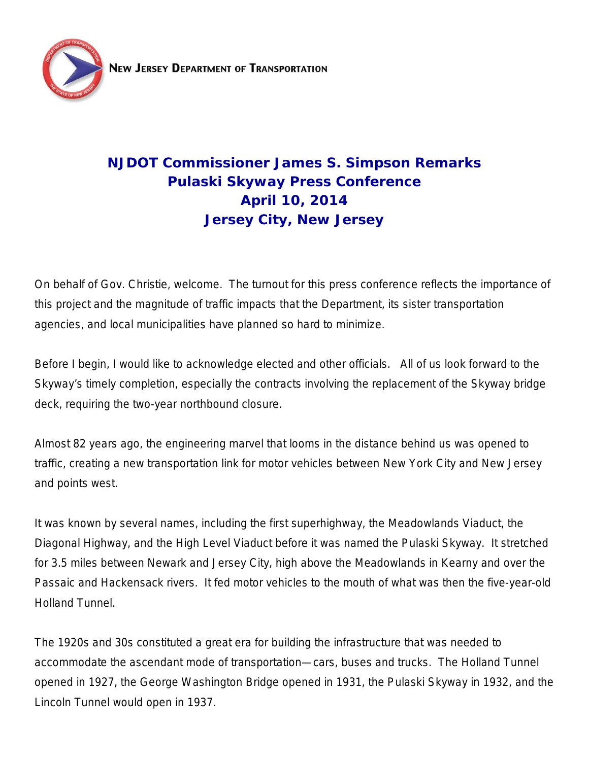NEW JERSEY DEPARTMENT OF TRANSPORTATION

# NJDOT Commissioner James S. Simpson Remarks
## Pulaski Skyway Press Conference
## April 10, 2014
## Jersey City, New Jersey

On behalf of Gov. Christie, welcome. The turnout for this press conference reflects the importance of this project and the magnitude of traffic impacts that the Department, its sister transportation agencies, and local municipalities have planned so hard to minimize.

Before I begin, I would like to acknowledge elected and other officials. All of us look forward to the Skyway's timely completion, especially the contracts involving the replacement of the Skyway bridge deck, requiring the two-year northbound closure.

Almost 82 years ago, the engineering marvel that looms in the distance behind us was opened to traffic, creating a new transportation link for motor vehicles between New York City and New Jersey and points west.

It was known by several names, including the first superhighway, the Meadowlands Viaduct, the Diagonal Highway, and the High Level Viaduct before it was named the Pulaski Skyway. It stretched for 3.5 miles between Newark and Jersey City, high above the Meadowlands in Kearny and over the Passaic and Hackensack rivers. It fed motor vehicles to the mouth of what was then the five-year-old Holland Tunnel.

The 1920s and 30s constituted a great era for building the infrastructure that was needed to accommodate the ascendant mode of transportation—cars, buses and trucks. The Holland Tunnel opened in 1927, the George Washington Bridge opened in 1931, the Pulaski Skyway in 1932, and the Lincoln Tunnel would open in 1937.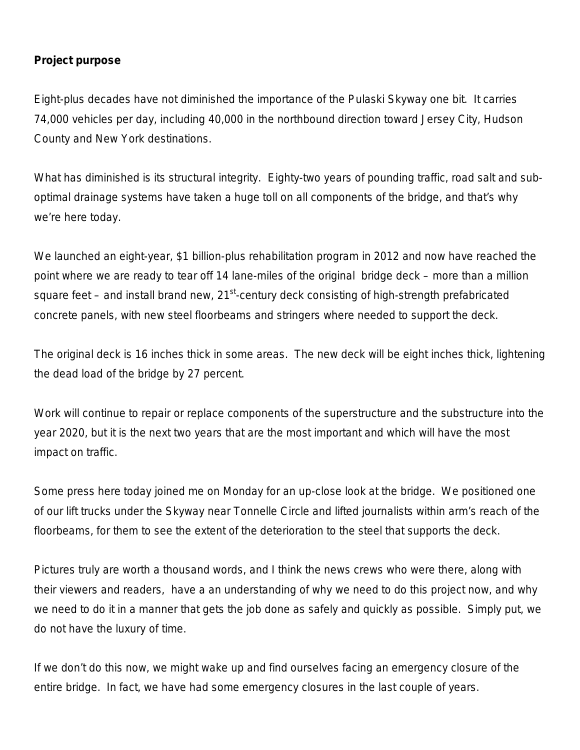**Project purpose**

Eight-plus decades have not diminished the importance of the Pulaski Skyway one bit. It carries 74,000 vehicles per day, including 40,000 in the northbound direction toward Jersey City, Hudson County and New York destinations.

What has diminished is its structural integrity. Eighty-two years of pounding traffic, road salt and sub-optimal drainage systems have taken a huge toll on all components of the bridge, and that's why we're here today.

We launched an eight-year, $1 billion-plus rehabilitation program in 2012 and now have reached the point where we are ready to tear off 14 lane-miles of the original bridge deck – more than a million square feet – and install brand new, 21st-century deck consisting of high-strength prefabricated concrete panels, with new steel floorbeams and stringers where needed to support the deck.

The original deck is 16 inches thick in some areas. The new deck will be eight inches thick, lightening the dead load of the bridge by 27 percent.

Work will continue to repair or replace components of the superstructure and the substructure into the year 2020, but it is the next two years that are the most important and which will have the most impact on traffic.

Some press here today joined me on Monday for an up-close look at the bridge. We positioned one of our lift trucks under the Skyway near Tonnelle Circle and lifted journalists within arm's reach of the floorbeams, for them to see the extent of the deterioration to the steel that supports the deck.

Pictures truly are worth a thousand words, and I think the news crews who were there, along with their viewers and readers, have a an understanding of why we need to do this project now, and why we need to do it in a manner that gets the job done as safely and quickly as possible. Simply put, we do not have the luxury of time.

If we don't do this now, we might wake up and find ourselves facing an emergency closure of the entire bridge. In fact, we have had some emergency closures in the last couple of years.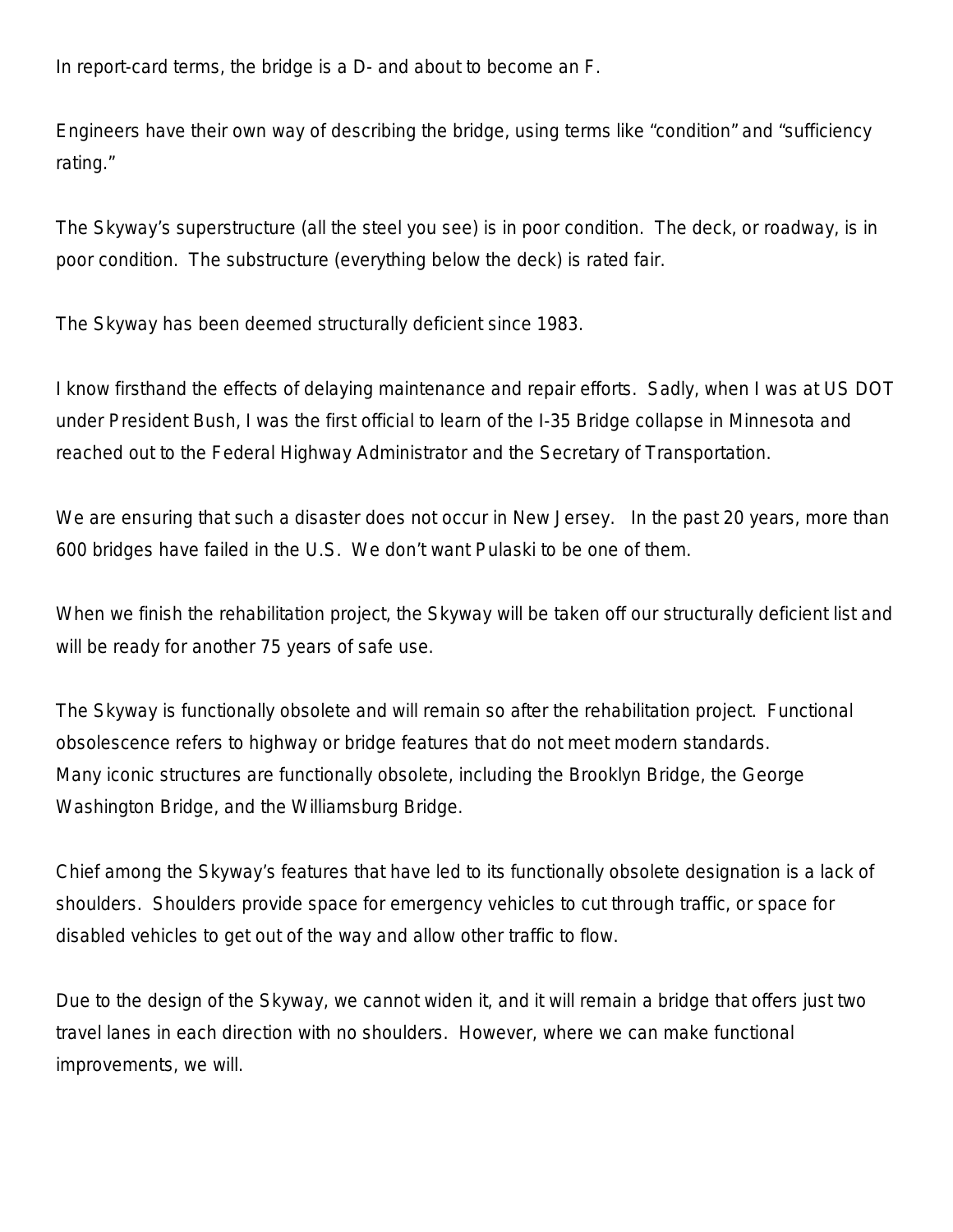In report-card terms, the bridge is a D- and about to become an F.

Engineers have their own way of describing the bridge, using terms like “condition” and “sufficiency rating.”

The Skyway’s superstructure (all the steel you see) is in poor condition. The deck, or roadway, is in poor condition. The substructure (everything below the deck) is rated fair.

The Skyway has been deemed structurally deficient since 1983.

I know firsthand the effects of delaying maintenance and repair efforts. Sadly, when I was at US DOT under President Bush, I was the first official to learn of the I-35 Bridge collapse in Minnesota and reached out to the Federal Highway Administrator and the Secretary of Transportation.

We are ensuring that such a disaster does not occur in New Jersey. In the past 20 years, more than 600 bridges have failed in the U.S. We don’t want Pulaski to be one of them.

When we finish the rehabilitation project, the Skyway will be taken off our structurally deficient list and will be ready for another 75 years of safe use.

The Skyway is functionally obsolete and will remain so after the rehabilitation project. Functional obsolescence refers to highway or bridge features that do not meet modern standards.
Many iconic structures are functionally obsolete, including the Brooklyn Bridge, the George Washington Bridge, and the Williamsburg Bridge.

Chief among the Skyway’s features that have led to its functionally obsolete designation is a lack of shoulders. Shoulders provide space for emergency vehicles to cut through traffic, or space for disabled vehicles to get out of the way and allow other traffic to flow.

Due to the design of the Skyway, we cannot widen it, and it will remain a bridge that offers just two travel lanes in each direction with no shoulders. However, where we can make functional improvements, we will.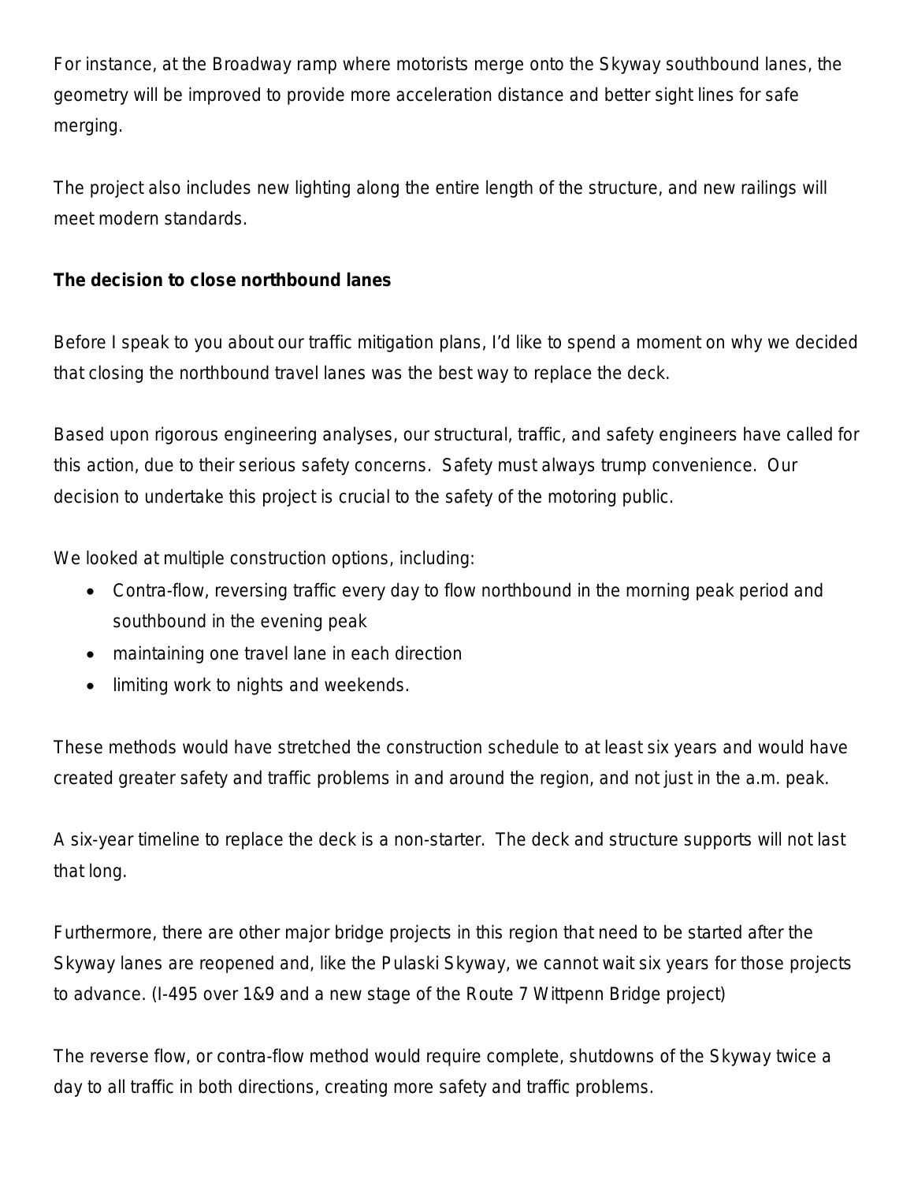For instance, at the Broadway ramp where motorists merge onto the Skyway southbound lanes, the geometry will be improved to provide more acceleration distance and better sight lines for safe merging.

The project also includes new lighting along the entire length of the structure, and new railings will meet modern standards.

**The decision to close northbound lanes**

Before I speak to you about our traffic mitigation plans, I'd like to spend a moment on why we decided that closing the northbound travel lanes was the best way to replace the deck.

Based upon rigorous engineering analyses, our structural, traffic, and safety engineers have called for this action, due to their serious safety concerns. Safety must always trump convenience. Our decision to undertake this project is crucial to the safety of the motoring public.

We looked at multiple construction options, including:

- Contra-flow, reversing traffic every day to flow northbound in the morning peak period and southbound in the evening peak
- maintaining one travel lane in each direction
- limiting work to nights and weekends.

These methods would have stretched the construction schedule to at least six years and would have created greater safety and traffic problems in and around the region, and not just in the a.m. peak.

A six-year timeline to replace the deck is a non-starter. The deck and structure supports will not last that long.

Furthermore, there are other major bridge projects in this region that need to be started after the Skyway lanes are reopened and, like the Pulaski Skyway, we cannot wait six years for those projects to advance. (I-495 over 1&9 and a new stage of the Route 7 Wittpenn Bridge project)

The reverse flow, or contra-flow method would require complete, shutdowns of the Skyway twice a day to all traffic in both directions, creating more safety and traffic problems.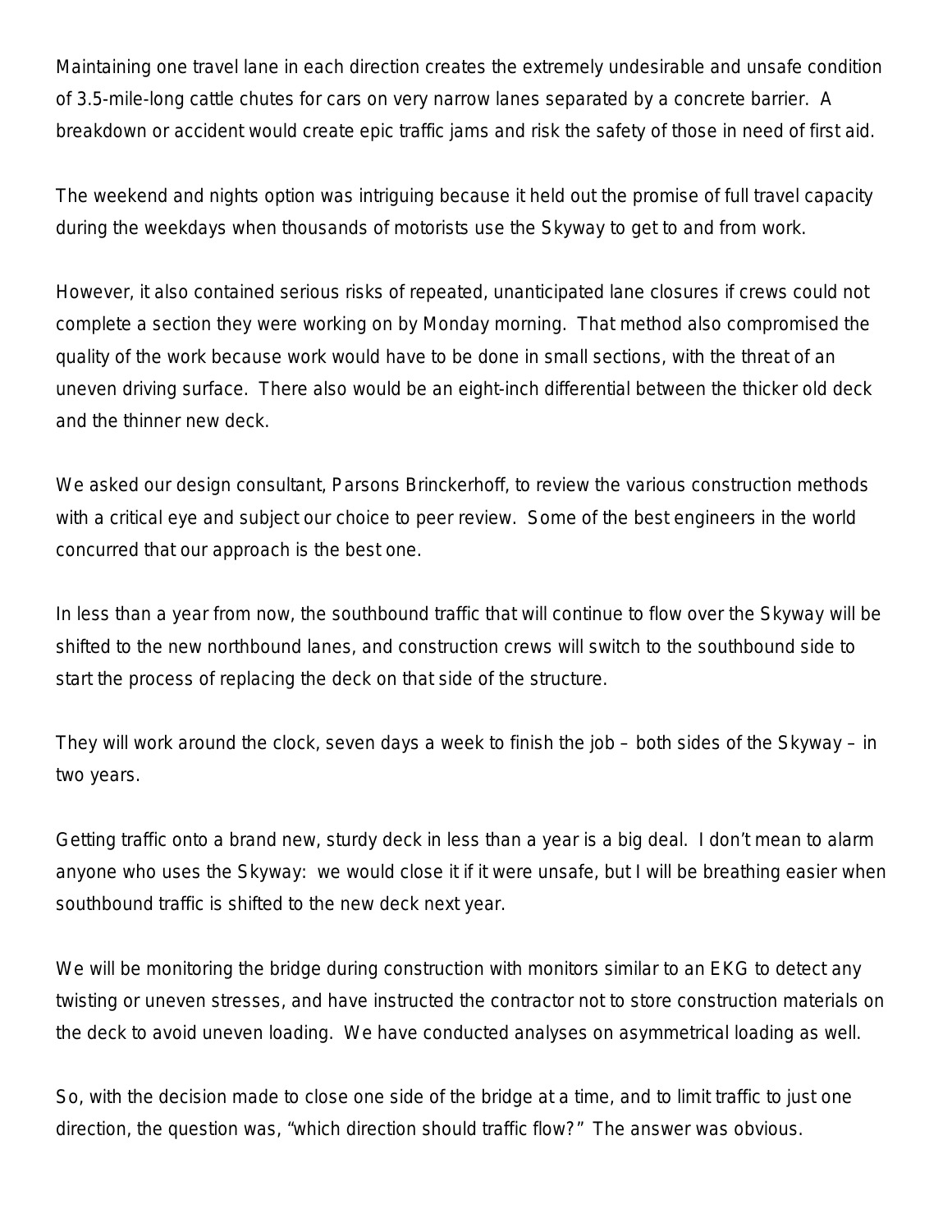Maintaining one travel lane in each direction creates the extremely undesirable and unsafe condition of 3.5-mile-long cattle chutes for cars on very narrow lanes separated by a concrete barrier. A breakdown or accident would create epic traffic jams and risk the safety of those in need of first aid.

The weekend and nights option was intriguing because it held out the promise of full travel capacity during the weekdays when thousands of motorists use the Skyway to get to and from work.

However, it also contained serious risks of repeated, unanticipated lane closures if crews could not complete a section they were working on by Monday morning. That method also compromised the quality of the work because work would have to be done in small sections, with the threat of an uneven driving surface. There also would be an eight-inch differential between the thicker old deck and the thinner new deck.

We asked our design consultant, Parsons Brinckerhoff, to review the various construction methods with a critical eye and subject our choice to peer review. Some of the best engineers in the world concurred that our approach is the best one.

In less than a year from now, the southbound traffic that will continue to flow over the Skyway will be shifted to the new northbound lanes, and construction crews will switch to the southbound side to start the process of replacing the deck on that side of the structure.

They will work around the clock, seven days a week to finish the job – both sides of the Skyway – in two years.

Getting traffic onto a brand new, sturdy deck in less than a year is a big deal. I don't mean to alarm anyone who uses the Skyway: we would close it if it were unsafe, but I will be breathing easier when southbound traffic is shifted to the new deck next year.

We will be monitoring the bridge during construction with monitors similar to an EKG to detect any twisting or uneven stresses, and have instructed the contractor not to store construction materials on the deck to avoid uneven loading. We have conducted analyses on asymmetrical loading as well.

So, with the decision made to close one side of the bridge at a time, and to limit traffic to just one direction, the question was, "which direction should traffic flow?" The answer was obvious.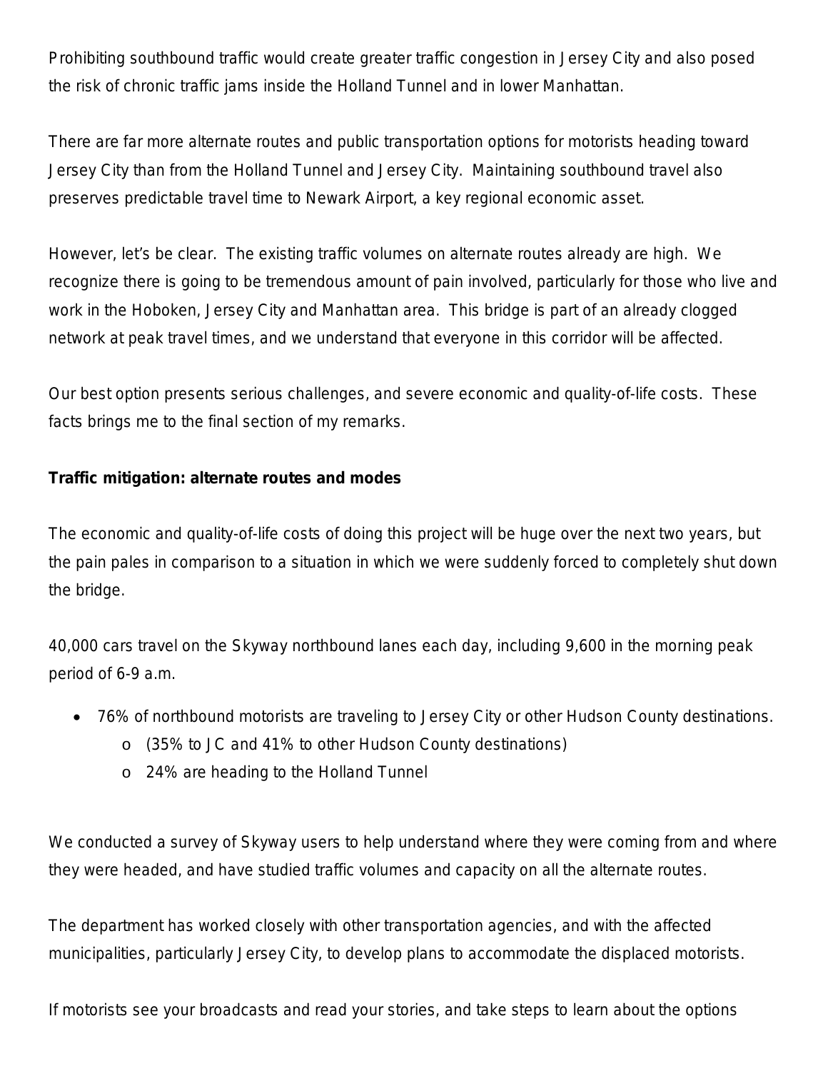Prohibiting southbound traffic would create greater traffic congestion in Jersey City and also posed the risk of chronic traffic jams inside the Holland Tunnel and in lower Manhattan.

There are far more alternate routes and public transportation options for motorists heading toward Jersey City than from the Holland Tunnel and Jersey City. Maintaining southbound travel also preserves predictable travel time to Newark Airport, a key regional economic asset.

However, let's be clear. The existing traffic volumes on alternate routes already are high. We recognize there is going to be tremendous amount of pain involved, particularly for those who live and work in the Hoboken, Jersey City and Manhattan area. This bridge is part of an already clogged network at peak travel times, and we understand that everyone in this corridor will be affected.

Our best option presents serious challenges, and severe economic and quality-of-life costs. These facts brings me to the final section of my remarks.

**Traffic mitigation: alternate routes and modes**

The economic and quality-of-life costs of doing this project will be huge over the next two years, but the pain pales in comparison to a situation in which we were suddenly forced to completely shut down the bridge.

40,000 cars travel on the Skyway northbound lanes each day, including 9,600 in the morning peak period of 6-9 a.m.

- 76% of northbound motorists are traveling to Jersey City or other Hudson County destinations.
  - (35% to JC and 41% to other Hudson County destinations)
  - 24% are heading to the Holland Tunnel

We conducted a survey of Skyway users to help understand where they were coming from and where they were headed, and have studied traffic volumes and capacity on all the alternate routes.

The department has worked closely with other transportation agencies, and with the affected municipalities, particularly Jersey City, to develop plans to accommodate the displaced motorists.

If motorists see your broadcasts and read your stories, and take steps to learn about the options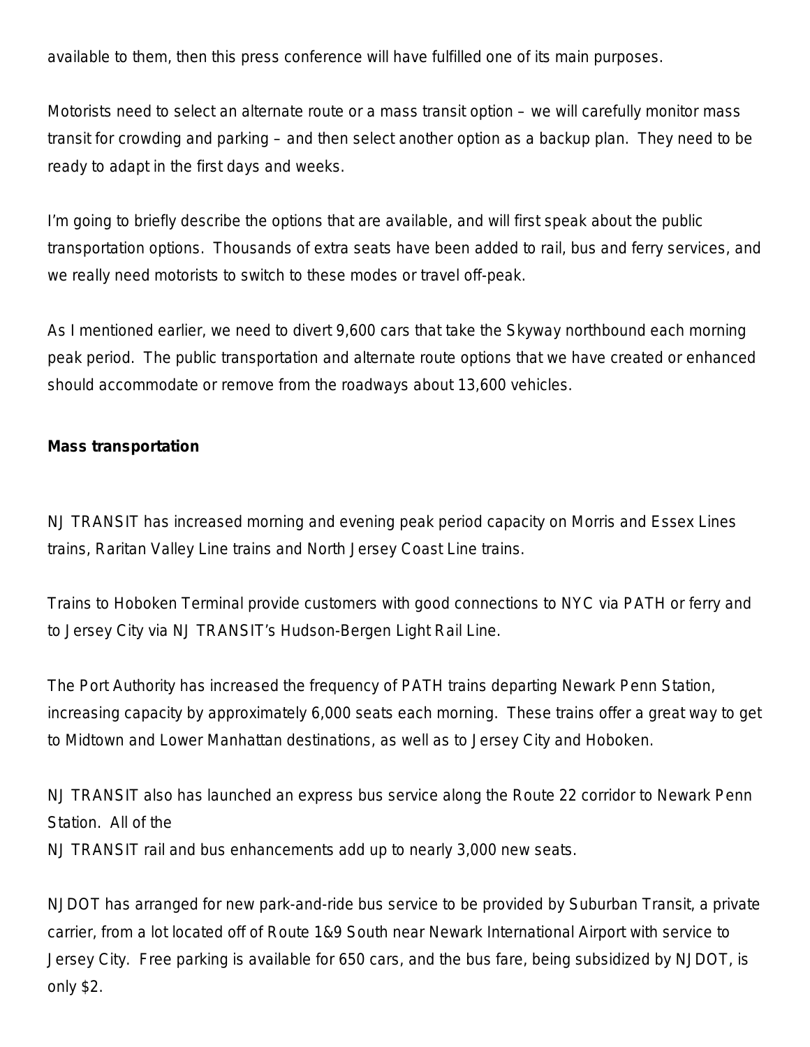available to them, then this press conference will have fulfilled one of its main purposes.

Motorists need to select an alternate route or a mass transit option – we will carefully monitor mass transit for crowding and parking – and then select another option as a backup plan. They need to be ready to adapt in the first days and weeks.

I'm going to briefly describe the options that are available, and will first speak about the public transportation options. Thousands of extra seats have been added to rail, bus and ferry services, and we really need motorists to switch to these modes or travel off-peak.

As I mentioned earlier, we need to divert 9,600 cars that take the Skyway northbound each morning peak period. The public transportation and alternate route options that we have created or enhanced should accommodate or remove from the roadways about 13,600 vehicles.

**Mass transportation**

NJ TRANSIT has increased morning and evening peak period capacity on Morris and Essex Lines trains, Raritan Valley Line trains and North Jersey Coast Line trains.

Trains to Hoboken Terminal provide customers with good connections to NYC via PATH or ferry and to Jersey City via NJ TRANSIT's Hudson-Bergen Light Rail Line.

The Port Authority has increased the frequency of PATH trains departing Newark Penn Station, increasing capacity by approximately 6,000 seats each morning. These trains offer a great way to get to Midtown and Lower Manhattan destinations, as well as to Jersey City and Hoboken.

NJ TRANSIT also has launched an express bus service along the Route 22 corridor to Newark Penn Station. All of the NJ TRANSIT rail and bus enhancements add up to nearly 3,000 new seats.

NJDOT has arranged for new park-and-ride bus service to be provided by Suburban Transit, a private carrier, from a lot located off of Route 1&9 South near Newark International Airport with service to Jersey City. Free parking is available for 650 cars, and the bus fare, being subsidized by NJDOT, is only $2.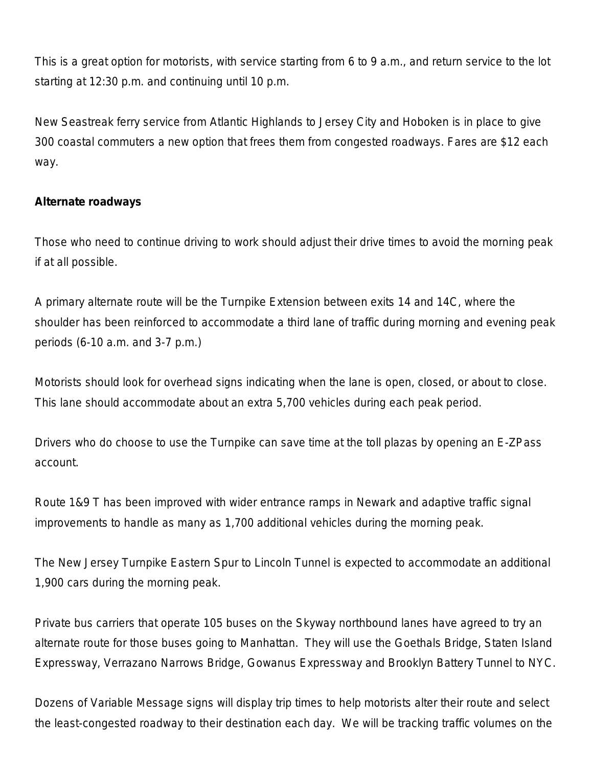This is a great option for motorists, with service starting from 6 to 9 a.m., and return service to the lot starting at 12:30 p.m. and continuing until 10 p.m.

New Seastreak ferry service from Atlantic Highlands to Jersey City and Hoboken is in place to give 300 coastal commuters a new option that frees them from congested roadways. Fares are $12 each way.

**Alternate roadways**

Those who need to continue driving to work should adjust their drive times to avoid the morning peak if at all possible.

A primary alternate route will be the Turnpike Extension between exits 14 and 14C, where the shoulder has been reinforced to accommodate a third lane of traffic during morning and evening peak periods (6-10 a.m. and 3-7 p.m.)

Motorists should look for overhead signs indicating when the lane is open, closed, or about to close. This lane should accommodate about an extra 5,700 vehicles during each peak period.

Drivers who do choose to use the Turnpike can save time at the toll plazas by opening an E-ZPass account.

Route 1&9 T has been improved with wider entrance ramps in Newark and adaptive traffic signal improvements to handle as many as 1,700 additional vehicles during the morning peak.

The New Jersey Turnpike Eastern Spur to Lincoln Tunnel is expected to accommodate an additional 1,900 cars during the morning peak.

Private bus carriers that operate 105 buses on the Skyway northbound lanes have agreed to try an alternate route for those buses going to Manhattan. They will use the Goethals Bridge, Staten Island Expressway, Verrazano Narrows Bridge, Gowanus Expressway and Brooklyn Battery Tunnel to NYC.

Dozens of Variable Message signs will display trip times to help motorists alter their route and select the least-congested roadway to their destination each day. We will be tracking traffic volumes on the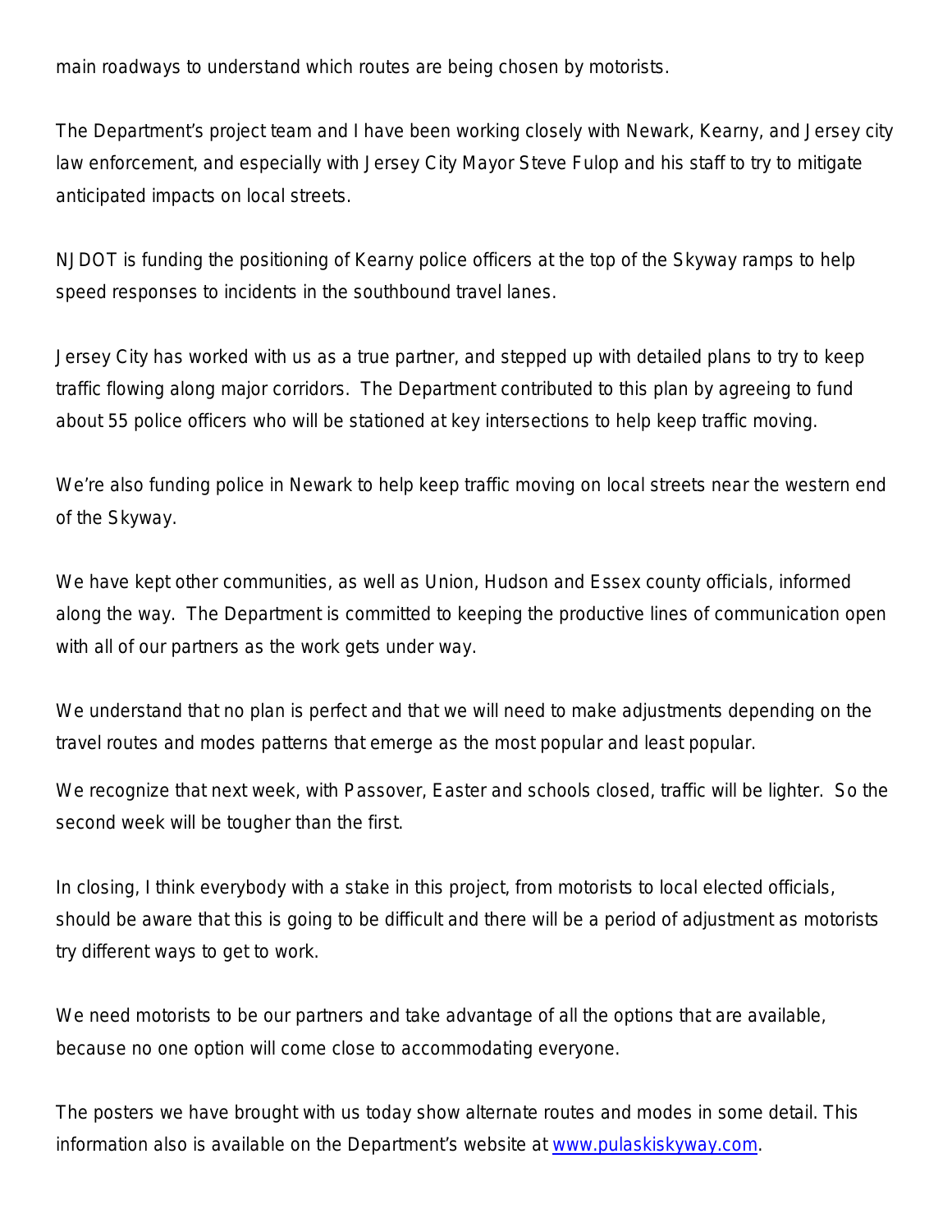main roadways to understand which routes are being chosen by motorists.

The Department's project team and I have been working closely with Newark, Kearny, and Jersey city law enforcement, and especially with Jersey City Mayor Steve Fulop and his staff to try to mitigate anticipated impacts on local streets.

NJDOT is funding the positioning of Kearny police officers at the top of the Skyway ramps to help speed responses to incidents in the southbound travel lanes.

Jersey City has worked with us as a true partner, and stepped up with detailed plans to try to keep traffic flowing along major corridors. The Department contributed to this plan by agreeing to fund about 55 police officers who will be stationed at key intersections to help keep traffic moving.

We're also funding police in Newark to help keep traffic moving on local streets near the western end of the Skyway.

We have kept other communities, as well as Union, Hudson and Essex county officials, informed along the way. The Department is committed to keeping the productive lines of communication open with all of our partners as the work gets under way.

We understand that no plan is perfect and that we will need to make adjustments depending on the travel routes and modes patterns that emerge as the most popular and least popular.

We recognize that next week, with Passover, Easter and schools closed, traffic will be lighter. So the second week will be tougher than the first.

In closing, I think everybody with a stake in this project, from motorists to local elected officials, should be aware that this is going to be difficult and there will be a period of adjustment as motorists try different ways to get to work.

We need motorists to be our partners and take advantage of all the options that are available, because no one option will come close to accommodating everyone.

The posters we have brought with us today show alternate routes and modes in some detail. This information also is available on the Department's website at [www.pulaskiskyway.com](http://www.pulaskiskyway.com).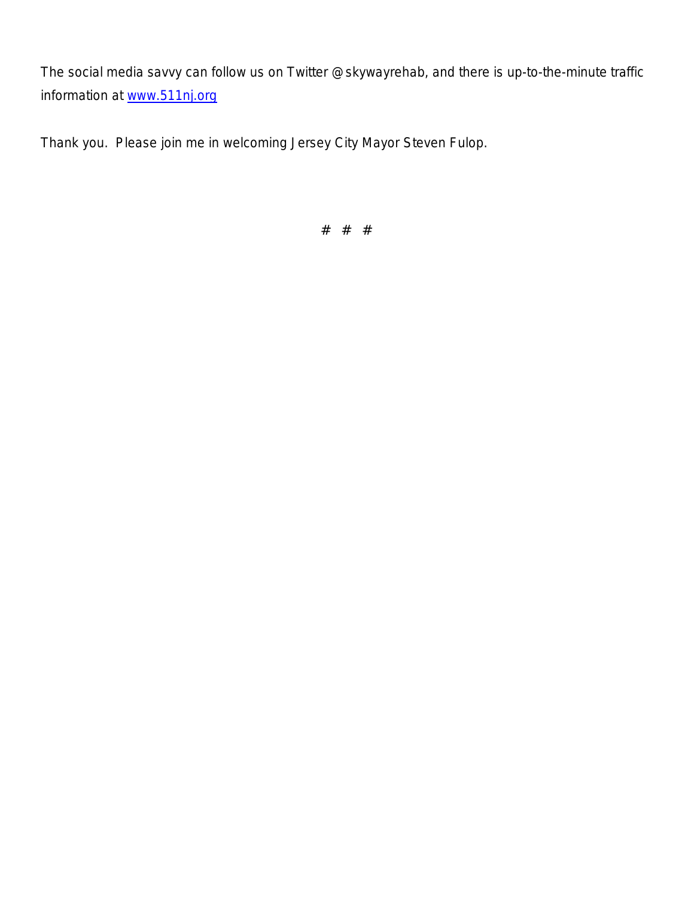The social media savvy can follow us on Twitter @skywayrehab, and there is up-to-the-minute traffic information at [www.511nj.org](http://www.511nj.org)

Thank you. Please join me in welcoming Jersey City Mayor Steven Fulop.

# # #